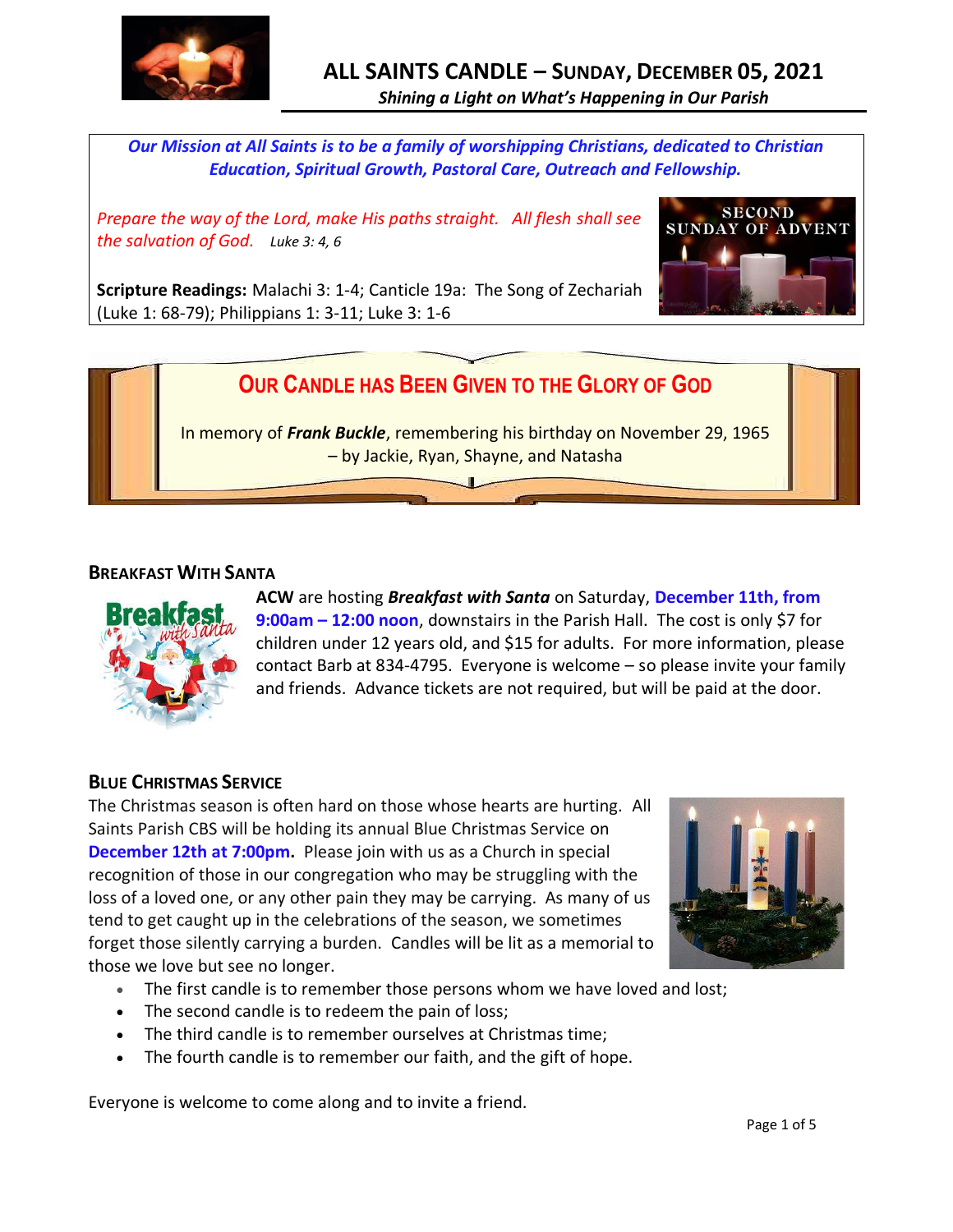# ALL SAINTS CANDLE – SUNDAY, DECEMBER 05, 2021

*Shining a Light on What's Happening in Our Parish*

***Our Mission at All Saints is to be a family of worshipping Christians, dedicated to Christian Education, Spiritual Growth, Pastoral Care, Outreach and Fellowship.***

*Prepare the way of the Lord, make His paths straight. All flesh shall see the salvation of God.* *Luke 3: 4, 6*

**Scripture Readings:** Malachi 3: 1-4; Canticle 19a: The Song of Zechariah (Luke 1: 68-79); Philippians 1: 3-11; Luke 3: 1-6

## OUR CANDLE HAS BEEN GIVEN TO THE GLORY OF GOD

In memory of ***Frank Buckle***, remembering his birthday on November 29, 1965 – by Jackie, Ryan, Shayne, and Natasha

### BREAKFAST WITH SANTA

**ACW** are hosting ***Breakfast with Santa*** on Saturday, **December 11th, from 9:00am – 12:00 noon**, downstairs in the Parish Hall. The cost is only $7 for children under 12 years old, and $15 for adults. For more information, please contact Barb at 834-4795. Everyone is welcome – so please invite your family and friends. Advance tickets are not required, but will be paid at the door.

### BLUE CHRISTMAS SERVICE

The Christmas season is often hard on those whose hearts are hurting. All Saints Parish CBS will be holding its annual Blue Christmas Service on **December 12th at 7:00pm.** Please join with us as a Church in special recognition of those in our congregation who may be struggling with the loss of a loved one, or any other pain they may be carrying. As many of us tend to get caught up in the celebrations of the season, we sometimes forget those silently carrying a burden. Candles will be lit as a memorial to those we love but see no longer.

- The first candle is to remember those persons whom we have loved and lost;
- The second candle is to redeem the pain of loss;
- The third candle is to remember ourselves at Christmas time;
- The fourth candle is to remember our faith, and the gift of hope.

Everyone is welcome to come along and to invite a friend.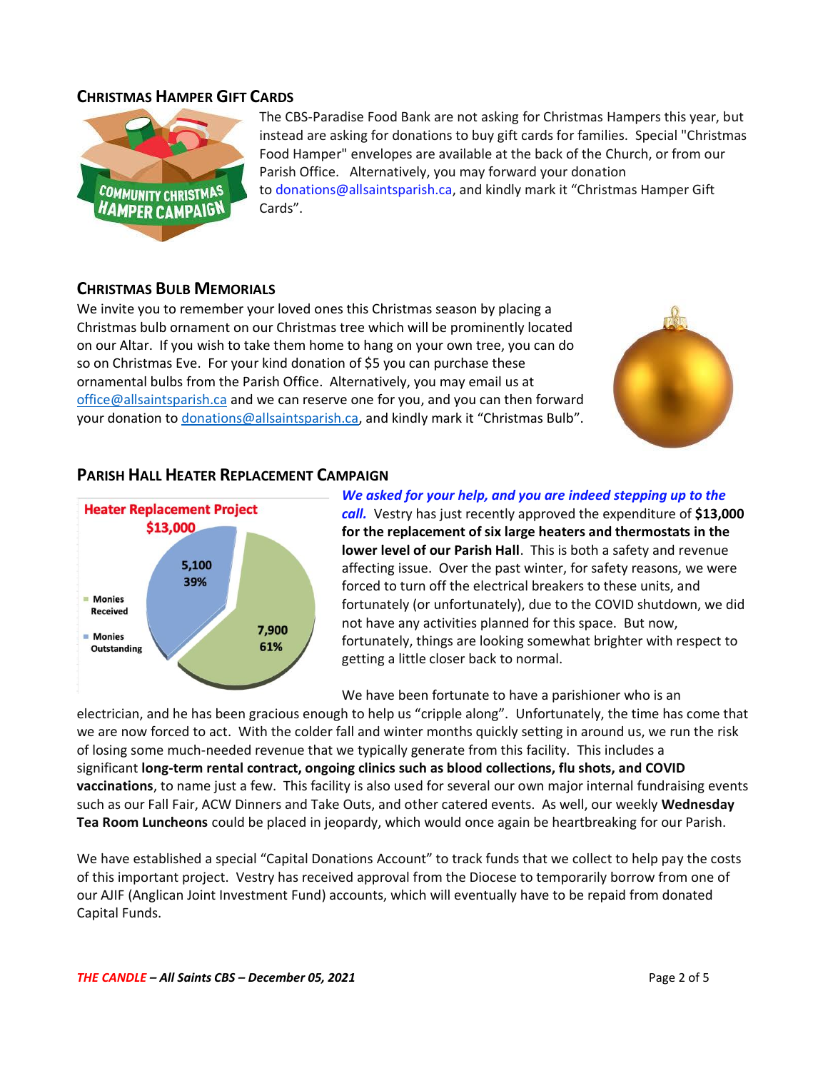## CHRISTMAS HAMPER GIFT CARDS

The CBS-Paradise Food Bank are not asking for Christmas Hampers this year, but instead are asking for donations to buy gift cards for families. Special "Christmas Food Hamper" envelopes are available at the back of the Church, or from our Parish Office. Alternatively, you may forward your donation to donations@allsaintsparish.ca, and kindly mark it "Christmas Hamper Gift Cards".

## CHRISTMAS BULB MEMORIALS

We invite you to remember your loved ones this Christmas season by placing a Christmas bulb ornament on our Christmas tree which will be prominently located on our Altar. If you wish to take them home to hang on your own tree, you can do so on Christmas Eve. For your kind donation of $5 you can purchase these ornamental bulbs from the Parish Office. Alternatively, you may email us at office@allsaintsparish.ca and we can reserve one for you, and you can then forward your donation to donations@allsaintsparish.ca, and kindly mark it "Christmas Bulb".

## PARISH HALL HEATER REPLACEMENT CAMPAIGN

**Heater Replacement Project**
**$13,000**

- Monies Received: 7,900 (61%)
- Monies Outstanding: 5,100 (39%)

***We asked for your help, and you are indeed stepping up to the call.*** Vestry has just recently approved the expenditure of **$13,000 for the replacement of six large heaters and thermostats in the lower level of our Parish Hall**. This is both a safety and revenue affecting issue. Over the past winter, for safety reasons, we were forced to turn off the electrical breakers to these units, and fortunately (or unfortunately), due to the COVID shutdown, we did not have any activities planned for this space. But now, fortunately, things are looking somewhat brighter with respect to getting a little closer back to normal.

We have been fortunate to have a parishioner who is an electrician, and he has been gracious enough to help us "cripple along". Unfortunately, the time has come that we are now forced to act. With the colder fall and winter months quickly setting in around us, we run the risk of losing some much-needed revenue that we typically generate from this facility. This includes a significant **long-term rental contract, ongoing clinics such as blood collections, flu shots, and COVID vaccinations**, to name just a few. This facility is also used for several our own major internal fundraising events such as our Fall Fair, ACW Dinners and Take Outs, and other catered events. As well, our weekly **Wednesday Tea Room Luncheons** could be placed in jeopardy, which would once again be heartbreaking for our Parish.

We have established a special "Capital Donations Account" to track funds that we collect to help pay the costs of this important project. Vestry has received approval from the Diocese to temporarily borrow from one of our AJIF (Anglican Joint Investment Fund) accounts, which will eventually have to be repaid from donated Capital Funds.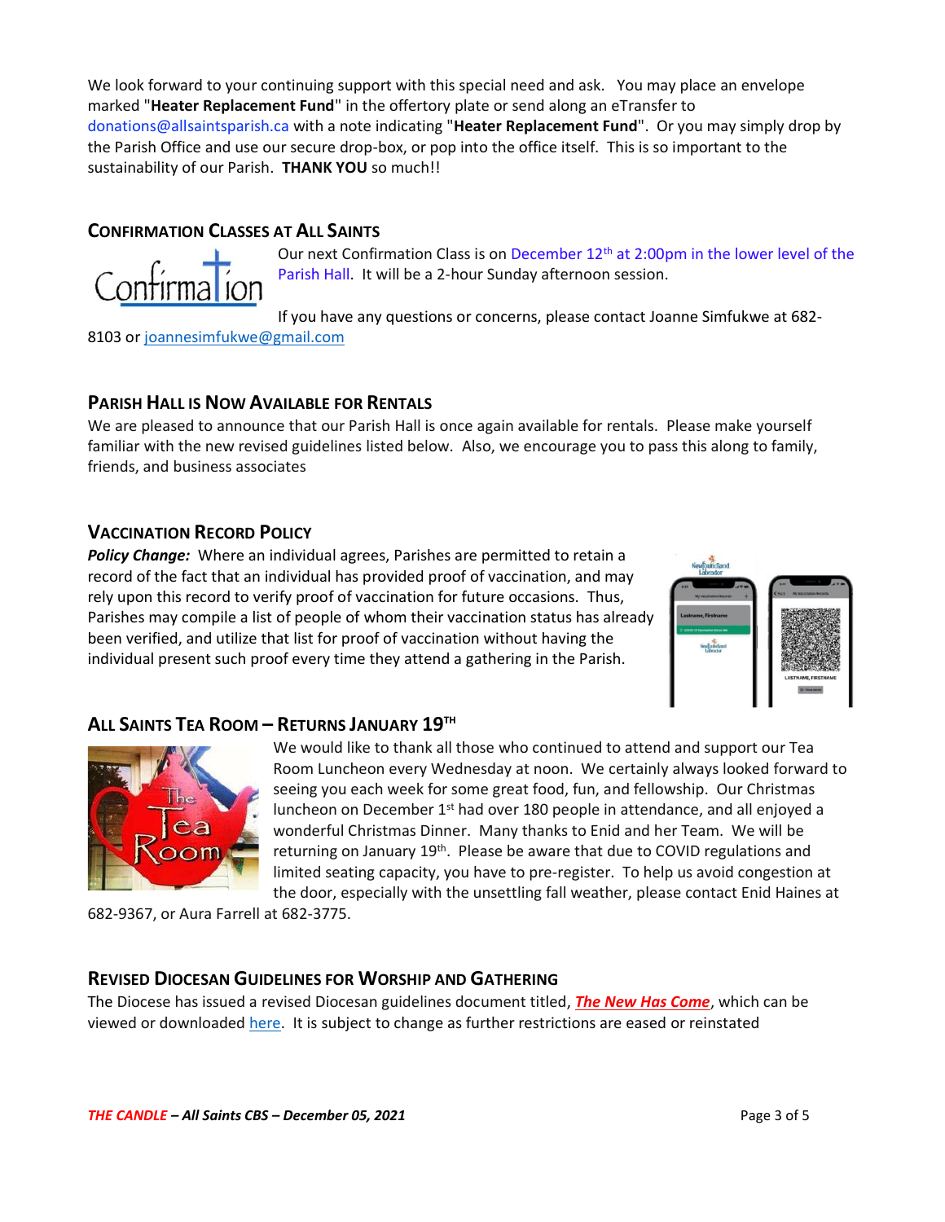We look forward to your continuing support with this special need and ask. You may place an envelope marked "**Heater Replacement Fund**" in the offertory plate or send along an eTransfer to donations@allsaintsparish.ca with a note indicating "**Heater Replacement Fund**". Or you may simply drop by the Parish Office and use our secure drop-box, or pop into the office itself. This is so important to the sustainability of our Parish. **THANK YOU** so much!!

## CONFIRMATION CLASSES AT ALL SAINTS

Our next Confirmation Class is on December 12th at 2:00pm in the lower level of the Parish Hall. It will be a 2-hour Sunday afternoon session.

If you have any questions or concerns, please contact Joanne Simfukwe at 682-8103 or joannesimfukwe@gmail.com

## PARISH HALL IS NOW AVAILABLE FOR RENTALS

We are pleased to announce that our Parish Hall is once again available for rentals. Please make yourself familiar with the new revised guidelines listed below. Also, we encourage you to pass this along to family, friends, and business associates

## VACCINATION RECORD POLICY

***Policy Change:*** Where an individual agrees, Parishes are permitted to retain a record of the fact that an individual has provided proof of vaccination, and may rely upon this record to verify proof of vaccination for future occasions. Thus, Parishes may compile a list of people of whom their vaccination status has already been verified, and utilize that list for proof of vaccination without having the individual present such proof every time they attend a gathering in the Parish.

## ALL SAINTS TEA ROOM – RETURNS JANUARY 19TH

We would like to thank all those who continued to attend and support our Tea Room Luncheon every Wednesday at noon. We certainly always looked forward to seeing you each week for some great food, fun, and fellowship. Our Christmas luncheon on December 1st had over 180 people in attendance, and all enjoyed a wonderful Christmas Dinner. Many thanks to Enid and her Team. We will be returning on January 19th. Please be aware that due to COVID regulations and limited seating capacity, you have to pre-register. To help us avoid congestion at the door, especially with the unsettling fall weather, please contact Enid Haines at 682-9367, or Aura Farrell at 682-3775.

## REVISED DIOCESAN GUIDELINES FOR WORSHIP AND GATHERING

The Diocese has issued a revised Diocesan guidelines document titled, ***The New Has Come***, which can be viewed or downloaded here. It is subject to change as further restrictions are eased or reinstated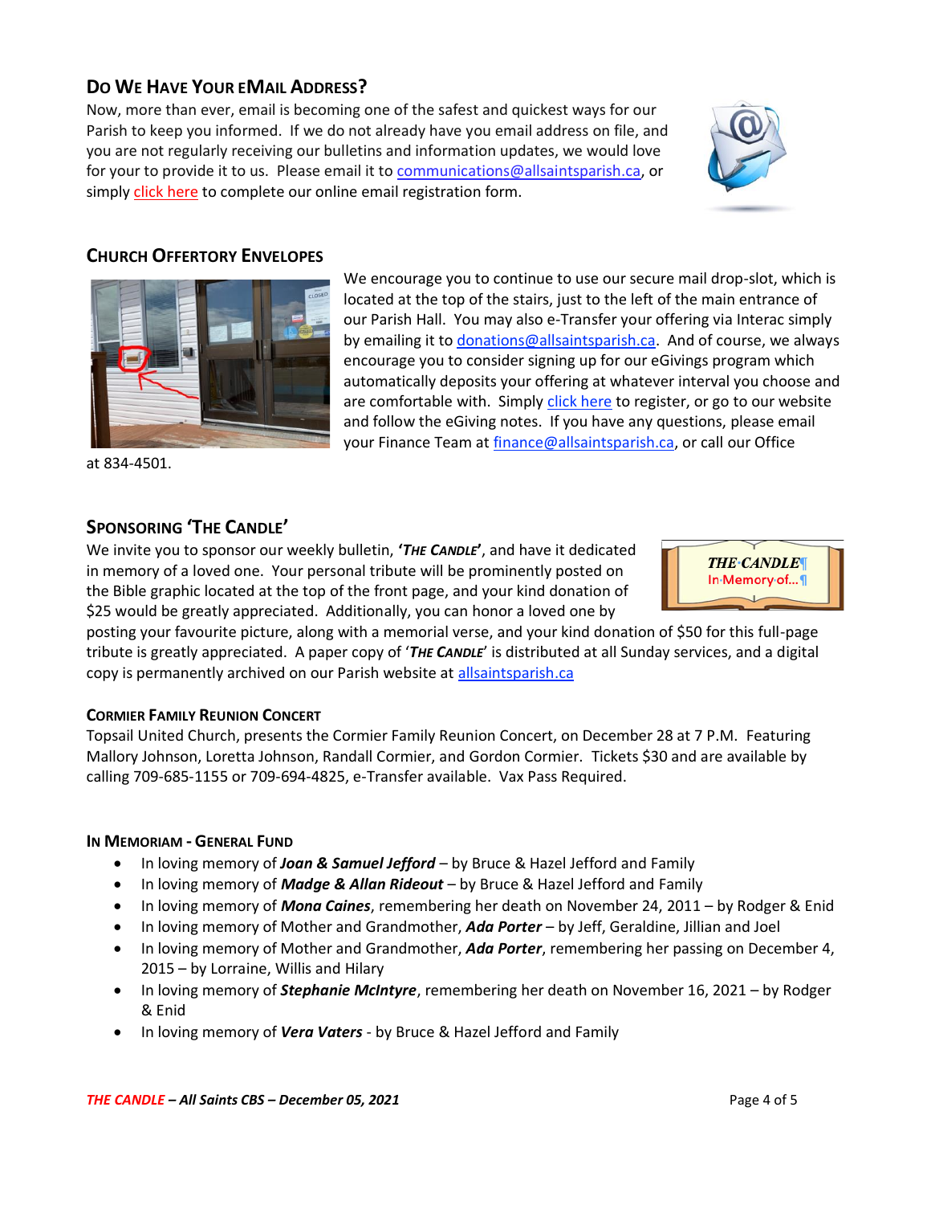## Do We Have Your eMail Address?

Now, more than ever, email is becoming one of the safest and quickest ways for our Parish to keep you informed. If we do not already have you email address on file, and you are not regularly receiving our bulletins and information updates, we would love for your to provide it to us. Please email it to communications@allsaintsparish.ca, or simply click here to complete our online email registration form.

## Church Offertory Envelopes

We encourage you to continue to use our secure mail drop-slot, which is located at the top of the stairs, just to the left of the main entrance of our Parish Hall. You may also e-Transfer your offering via Interac simply by emailing it to donations@allsaintsparish.ca. And of course, we always encourage you to consider signing up for our eGivings program which automatically deposits your offering at whatever interval you choose and are comfortable with. Simply click here to register, or go to our website and follow the eGiving notes. If you have any questions, please email your Finance Team at finance@allsaintsparish.ca, or call our Office at 834-4501.

## Sponsoring 'The Candle'

We invite you to sponsor our weekly bulletin, **'*The Candle*'**, and have it dedicated in memory of a loved one. Your personal tribute will be prominently posted on the Bible graphic located at the top of the front page, and your kind donation of $25 would be greatly appreciated. Additionally, you can honor a loved one by posting your favourite picture, along with a memorial verse, and your kind donation of $50 for this full-page tribute is greatly appreciated. A paper copy of '***The Candle***' is distributed at all Sunday services, and a digital copy is permanently archived on our Parish website at allsaintsparish.ca

### Cormier Family Reunion Concert

Topsail United Church, presents the Cormier Family Reunion Concert, on December 28 at 7 P.M. Featuring Mallory Johnson, Loretta Johnson, Randall Cormier, and Gordon Cormier. Tickets $30 and are available by calling 709-685-1155 or 709-694-4825, e-Transfer available. Vax Pass Required.

### In Memoriam - General Fund

- In loving memory of ***Joan & Samuel Jefford*** – by Bruce & Hazel Jefford and Family
- In loving memory of ***Madge & Allan Rideout*** – by Bruce & Hazel Jefford and Family
- In loving memory of ***Mona Caines***, remembering her death on November 24, 2011 – by Rodger & Enid
- In loving memory of Mother and Grandmother, ***Ada Porter*** – by Jeff, Geraldine, Jillian and Joel
- In loving memory of Mother and Grandmother, ***Ada Porter***, remembering her passing on December 4, 2015 – by Lorraine, Willis and Hilary
- In loving memory of ***Stephanie McIntyre***, remembering her death on November 16, 2021 – by Rodger & Enid
- In loving memory of ***Vera Vaters*** - by Bruce & Hazel Jefford and Family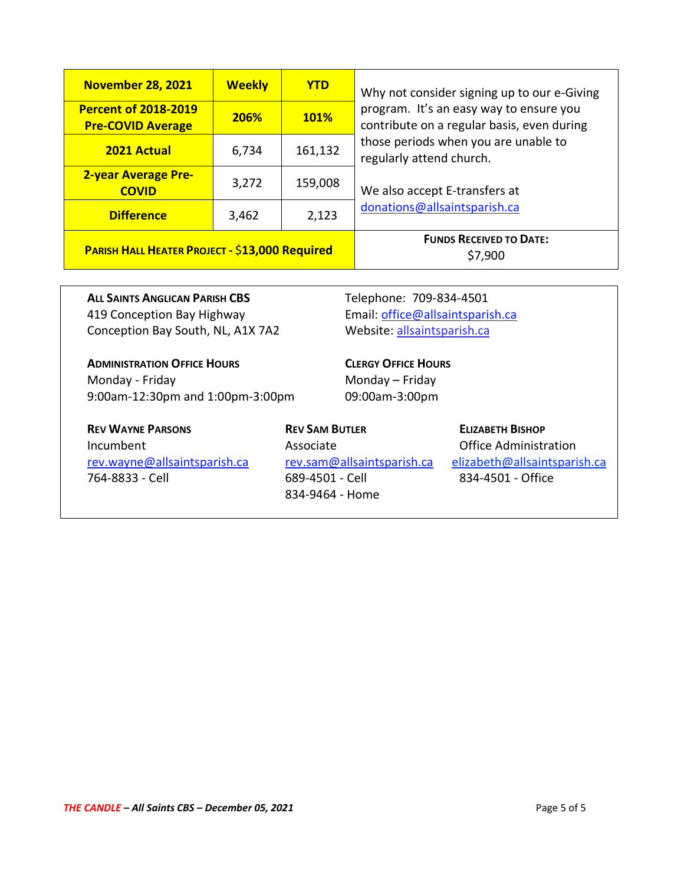| November 28, 2021 | Weekly | YTD |
|---|---|---|
| Percent of 2018-2019 Pre-COVID Average | 206% | 101% |
| 2021 Actual | 6,734 | 161,132 |
| 2-year Average Pre-COVID | 3,272 | 159,008 |
| Difference | 3,462 | 2,123 |

Why not consider signing up to our e-Giving program. It's an easy way to ensure you contribute on a regular basis, even during those periods when you are unable to regularly attend church.

We also accept E-transfers at donations@allsaintsparish.ca

| Parish Hall Heater Project - $13,000 Required | Funds Received to Date: |
|---|---|
| | $7,900 |

**All Saints Anglican Parish CBS**
419 Conception Bay Highway
Conception Bay South, NL, A1X 7A2

Telephone: 709-834-4501
Email: office@allsaintsparish.ca
Website: allsaintsparish.ca

**Administration Office Hours**
Monday - Friday
9:00am-12:30pm and 1:00pm-3:00pm

**Clergy Office Hours**
Monday – Friday
09:00am-3:00pm

**Rev Wayne Parsons**
Incumbent
rev.wayne@allsaintsparish.ca
764-8833 - Cell

**Rev Sam Butler**
Associate
rev.sam@allsaintsparish.ca
689-4501 - Cell
834-9464 - Home

**Elizabeth Bishop**
Office Administration
elizabeth@allsaintsparish.ca
834-4501 - Office